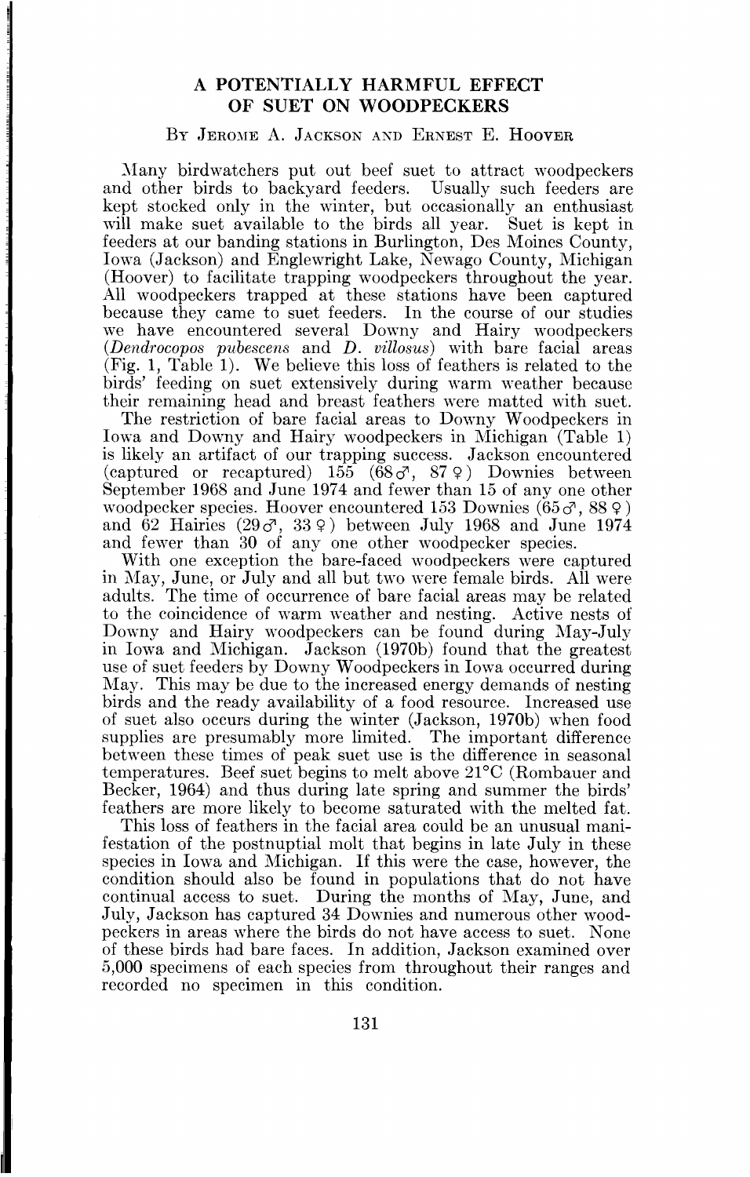# A POTENTIALLY HARMFUL EFFECT OF SUET ON WOODPECKERS

By Jerome A. Jackson and Ernest E. Hoover

Many birdwatchers put out beef suet to attract woodpeckers and other birds to backyard feeders. Usually such feeders are kept stocked only in the winter, but occasionally an enthusiast will make suet available to the birds all year. Suet is kept in feeders at our banding stations in Burlington, Des Moines County, Iowa (Jackson) and Englewright Lake, Newago County, Michigan (Hoover) to facilitate trapping woodpeckers throughout the year. All woodpeckers trapped at these stations have been captured because they came to suet feeders. In the course of our studies we have encountered several Downy and Hairy woodpeckers (*Dendrocopos pubescens* and *D. villosus*) with bare facial areas (Fig. 1, Table 1). We believe this loss of feathers is related to the birds' feeding on suet extensively during warm weather because their remaining head and breast feathers were matted with suet.

The restriction of bare facial areas to Downy Woodpeckers in Iowa and Downy and Hairy woodpeckers in Michigan (Table 1) is likely an artifact of our trapping success. Jackson encountered (captured or recaptured) 155 (68♂, 87♀) Downies between September 1968 and June 1974 and fewer than 15 of any one other woodpecker species. Hoover encountered 153 Downies (65♂, 88♀) and 62 Hairies (29♂, 33♀) between July 1968 and June 1974 and fewer than 30 of any one other woodpecker species.

With one exception the bare-faced woodpeckers were captured in May, June, or July and all but two were female birds. All were adults. The time of occurrence of bare facial areas may be related to the coincidence of warm weather and nesting. Active nests of Downy and Hairy woodpeckers can be found during May-July in Iowa and Michigan. Jackson (1970b) found that the greatest use of suet feeders by Downy Woodpeckers in Iowa occurred during May. This may be due to the increased energy demands of nesting birds and the ready availability of a food resource. Increased use of suet also occurs during the winter (Jackson, 1970b) when food supplies are presumably more limited. The important difference between these times of peak suet use is the difference in seasonal temperatures. Beef suet begins to melt above 21°C (Rombauer and Becker, 1964) and thus during late spring and summer the birds' feathers are more likely to become saturated with the melted fat.

This loss of feathers in the facial area could be an unusual manifestation of the postnuptial molt that begins in late July in these species in Iowa and Michigan. If this were the case, however, the condition should also be found in populations that do not have continual access to suet. During the months of May, June, and July, Jackson has captured 34 Downies and numerous other woodpeckers in areas where the birds do not have access to suet. None of these birds had bare faces. In addition, Jackson examined over 5,000 specimens of each species from throughout their ranges and recorded no specimen in this condition.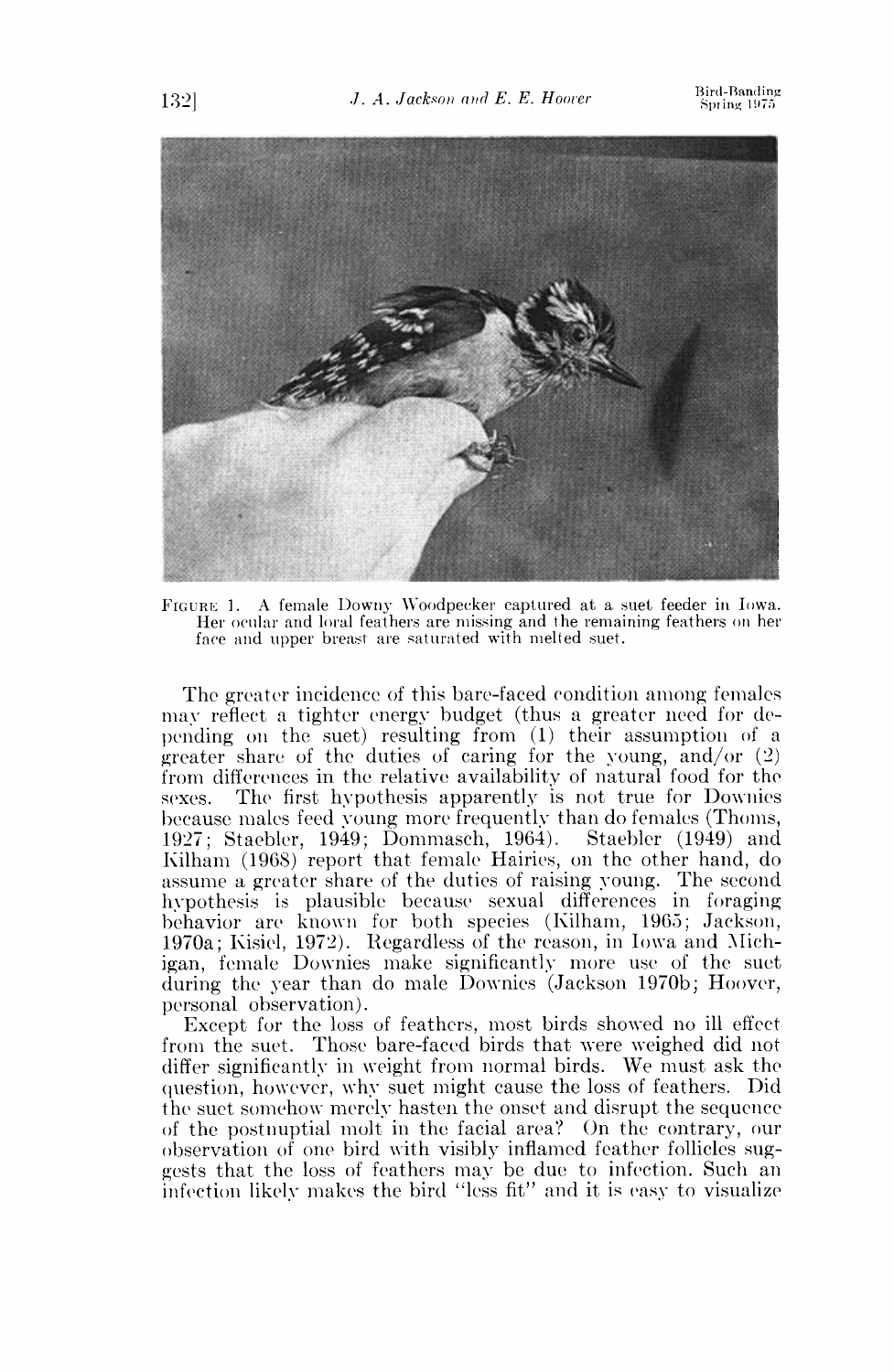FIGURE 1. A female Downy Woodpecker captured at a suet feeder in Iowa. Her ocular and loral feathers are missing and the remaining feathers on her face and upper breast are saturated with melted suet.

The greater incidence of this bare-faced condition among females may reflect a tighter energy budget (thus a greater need for depending on the suet) resulting from (1) their assumption of a greater share of the duties of caring for the young, and/or (2) from differences in the relative availability of natural food for the sexes. The first hypothesis apparently is not true for Downies because males feed young more frequently than do females (Thoms, 1927; Staebler, 1949; Dommasch, 1964). Staebler (1949) and Kilham (1968) report that female Hairies, on the other hand, do assume a greater share of the duties of raising young. The second hypothesis is plausible because sexual differences in foraging behavior are known for both species (Kilham, 1965; Jackson, 1970a; Kisiel, 1972). Regardless of the reason, in Iowa and Michigan, female Downies make significantly more use of the suet during the year than do male Downies (Jackson 1970b; Hoover, personal observation).

Except for the loss of feathers, most birds showed no ill effect from the suet. Those bare-faced birds that were weighed did not differ significantly in weight from normal birds. We must ask the question, however, why suet might cause the loss of feathers. Did the suet somehow merely hasten the onset and disrupt the sequence of the postnuptial molt in the facial area? On the contrary, our observation of one bird with visibly inflamed feather follicles suggests that the loss of feathers may be due to infection. Such an infection likely makes the bird "less fit" and it is easy to visualize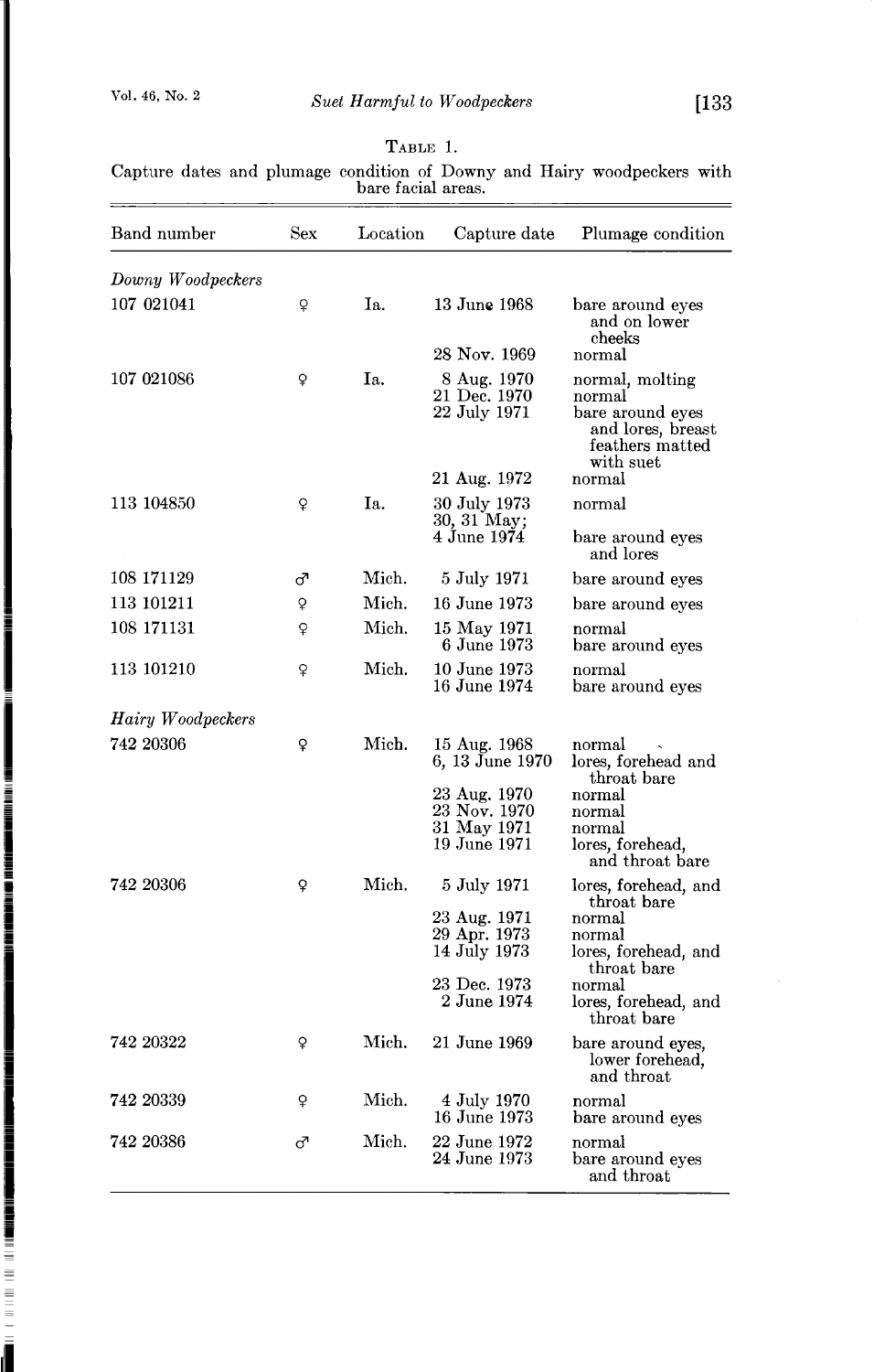TABLE 1.

Capture dates and plumage condition of Downy and Hairy woodpeckers with bare facial areas.

| Band number | Sex | Location | Capture date | Plumage condition |
|---|---|---|---|---|
| *Downy Woodpeckers* | | | | |
| 107 021041 | ♀ | Ia. | 13 June 1968 | bare around eyes and on lower cheeks |
| | | | 28 Nov. 1969 | normal |
| 107 021086 | ♀ | Ia. | 8 Aug. 1970 | normal, molting |
| | | | 21 Dec. 1970 | normal |
| | | | 22 July 1971 | bare around eyes and lores, breast feathers matted with suet |
| | | | 21 Aug. 1972 | normal |
| 113 104850 | ♀ | Ia. | 30 July 1973 | normal |
| | | | 30, 31 May; 4 June 1974 | bare around eyes and lores |
| 108 171129 | ♂ | Mich. | 5 July 1971 | bare around eyes |
| 113 101211 | ♀ | Mich. | 16 June 1973 | bare around eyes |
| 108 171131 | ♀ | Mich. | 15 May 1971 | normal |
| | | | 6 June 1973 | bare around eyes |
| 113 101210 | ♀ | Mich. | 10 June 1973 | normal |
| | | | 16 June 1974 | bare around eyes |
| *Hairy Woodpeckers* | | | | |
| 742 20306 | ♀ | Mich. | 15 Aug. 1968 | normal |
| | | | 6, 13 June 1970 | lores, forehead and throat bare |
| | | | 23 Aug. 1970 | normal |
| | | | 23 Nov. 1970 | normal |
| | | | 31 May 1971 | normal |
| | | | 19 June 1971 | lores, forehead, and throat bare |
| 742 20306 | ♀ | Mich. | 5 July 1971 | lores, forehead, and throat bare |
| | | | 23 Aug. 1971 | normal |
| | | | 29 Apr. 1973 | normal |
| | | | 14 July 1973 | lores, forehead, and throat bare |
| | | | 23 Dec. 1973 | normal |
| | | | 2 June 1974 | lores, forehead, and throat bare |
| 742 20322 | ♀ | Mich. | 21 June 1969 | bare around eyes, lower forehead, and throat |
| 742 20339 | ♀ | Mich. | 4 July 1970 | normal |
| | | | 16 June 1973 | bare around eyes |
| 742 20386 | ♂ | Mich. | 22 June 1972 | normal |
| | | | 24 June 1973 | bare around eyes and throat |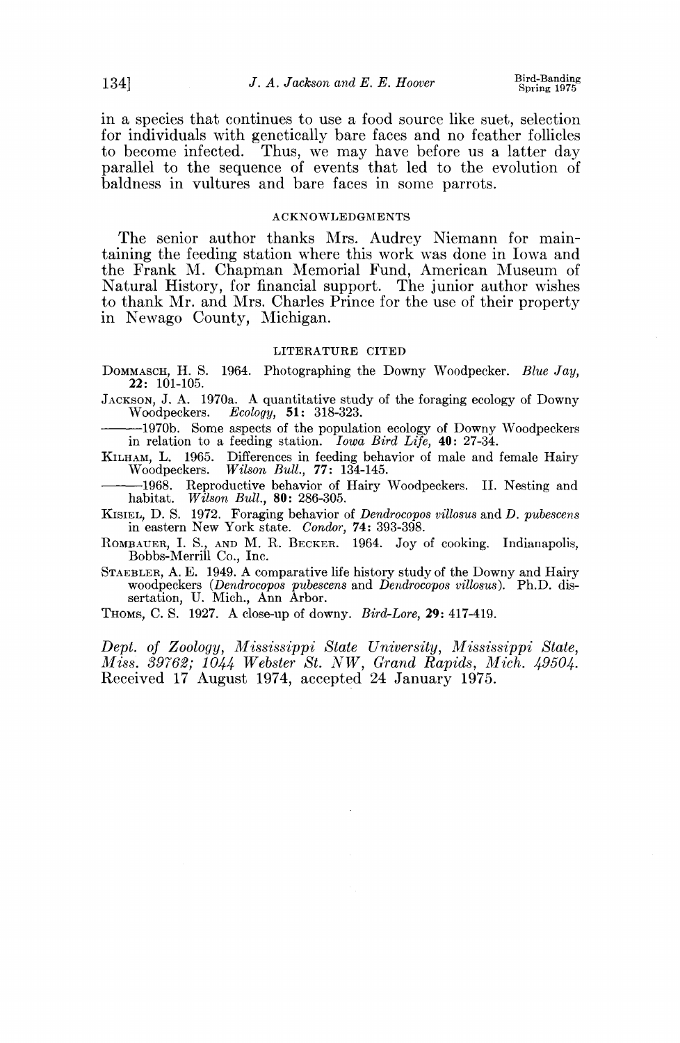in a species that continues to use a food source like suet, selection for individuals with genetically bare faces and no feather follicles to become infected. Thus, we may have before us a latter day parallel to the sequence of events that led to the evolution of baldness in vultures and bare faces in some parrots.

## ACKNOWLEDGMENTS

The senior author thanks Mrs. Audrey Niemann for maintaining the feeding station where this work was done in Iowa and the Frank M. Chapman Memorial Fund, American Museum of Natural History, for financial support. The junior author wishes to thank Mr. and Mrs. Charles Prince for the use of their property in Newago County, Michigan.

## LITERATURE CITED

DOMMASCH, H. S. 1964. Photographing the Downy Woodpecker. *Blue Jay*, **22**: 101-105.

JACKSON, J. A. 1970a. A quantitative study of the foraging ecology of Downy Woodpeckers. *Ecology*, **51**: 318-323.

———1970b. Some aspects of the population ecology of Downy Woodpeckers in relation to a feeding station. *Iowa Bird Life*, **40**: 27-34.

KILHAM, L. 1965. Differences in feeding behavior of male and female Hairy Woodpeckers. *Wilson Bull.*, **77**: 134-145.

———1968. Reproductive behavior of Hairy Woodpeckers. II. Nesting and habitat. *Wilson Bull.*, **80**: 286-305.

KISIEL, D. S. 1972. Foraging behavior of *Dendrocopos villosus* and *D. pubescens* in eastern New York state. *Condor*, **74**: 393-398.

ROMBAUER, I. S., AND M. R. BECKER. 1964. Joy of cooking. Indianapolis, Bobbs-Merrill Co., Inc.

STAEBLER, A. E. 1949. A comparative life history study of the Downy and Hairy woodpeckers (*Dendrocopos pubescens* and *Dendrocopos villosus*). Ph.D. dissertation, U. Mich., Ann Arbor.

THOMS, C. S. 1927. A close-up of downy. *Bird-Lore*, **29**: 417-419.

*Dept. of Zoology, Mississippi State University, Mississippi State, Miss. 39762; 1044 Webster St. NW, Grand Rapids, Mich. 49504.* Received 17 August 1974, accepted 24 January 1975.